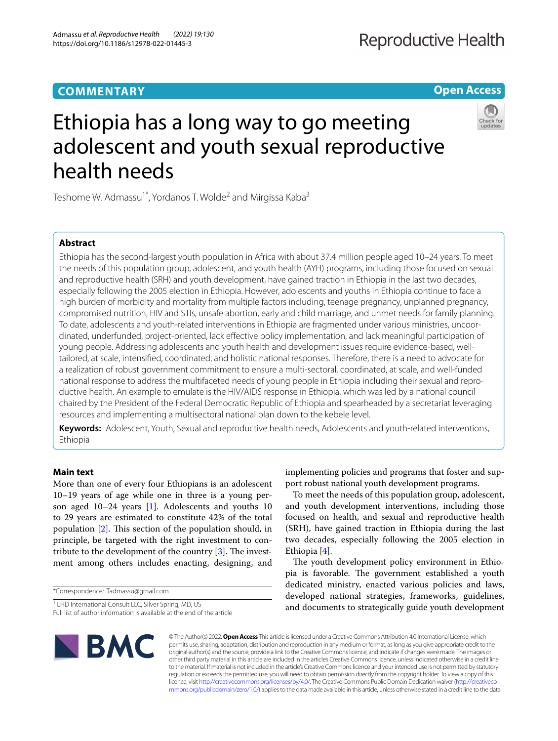**COMMENTARY**

**Open Access**

# Ethiopia has a long way to go meeting adolescent and youth sexual reproductive health needs

Teshome W. Admassu[1*], Yordanos T. Wolde[2] and Mirgissa Kaba[3]

## Abstract

Ethiopia has the second-largest youth population in Africa with about 37.4 million people aged 10–24 years. To meet the needs of this population group, adolescent, and youth health (AYH) programs, including those focused on sexual and reproductive health (SRH) and youth development, have gained traction in Ethiopia in the last two decades, especially following the 2005 election in Ethiopia. However, adolescents and youths in Ethiopia continue to face a high burden of morbidity and mortality from multiple factors including, teenage pregnancy, unplanned pregnancy, compromised nutrition, HIV and STIs, unsafe abortion, early and child marriage, and unmet needs for family planning. To date, adolescents and youth-related interventions in Ethiopia are fragmented under various ministries, uncoordinated, underfunded, project-oriented, lack effective policy implementation, and lack meaningful participation of young people. Addressing adolescents and youth health and development issues require evidence-based, well-tailored, at scale, intensified, coordinated, and holistic national responses. Therefore, there is a need to advocate for a realization of robust government commitment to ensure a multi-sectoral, coordinated, at scale, and well-funded national response to address the multifaceted needs of young people in Ethiopia including their sexual and reproductive health. An example to emulate is the HIV/AIDS response in Ethiopia, which was led by a national council chaired by the President of the Federal Democratic Republic of Ethiopia and spearheaded by a secretariat leveraging resources and implementing a multisectoral national plan down to the kebele level.

**Keywords:** Adolescent, Youth, Sexual and reproductive health needs, Adolescents and youth-related interventions, Ethiopia

## Main text

More than one of every four Ethiopians is an adolescent 10–19 years of age while one in three is a young person aged 10–24 years [1]. Adolescents and youths 10 to 29 years are estimated to constitute 42% of the total population [2]. This section of the population should, in principle, be targeted with the right investment to contribute to the development of the country [3]. The investment among others includes enacting, designing, and implementing policies and programs that foster and support robust national youth development programs.

To meet the needs of this population group, adolescent, and youth development interventions, including those focused on health, and sexual and reproductive health (SRH), have gained traction in Ethiopia during the last two decades, especially following the 2005 election in Ethiopia [4].

The youth development policy environment in Ethiopia is favorable. The government established a youth dedicated ministry, enacted various policies and laws, developed national strategies, frameworks, guidelines, and documents to strategically guide youth development

*Correspondence: Tadmassu@gmail.com

[1] LHD International Consult LLC, Silver Spring, MD, US

Full list of author information is available at the end of the article

© The Author(s) 2022. **Open Access** This article is licensed under a Creative Commons Attribution 4.0 International License, which permits use, sharing, adaptation, distribution and reproduction in any medium or format, as long as you give appropriate credit to the original author(s) and the source, provide a link to the Creative Commons licence, and indicate if changes were made. The images or other third party material in this article are included in the article's Creative Commons licence, unless indicated otherwise in a credit line to the material. If material is not included in the article's Creative Commons licence and your intended use is not permitted by statutory regulation or exceeds the permitted use, you will need to obtain permission directly from the copyright holder. To view a copy of this licence, visit http://creativecommons.org/licenses/by/4.0/. The Creative Commons Public Domain Dedication waiver (http://creativecommons.org/publicdomain/zero/1.0/) applies to the data made available in this article, unless otherwise stated in a credit line to the data.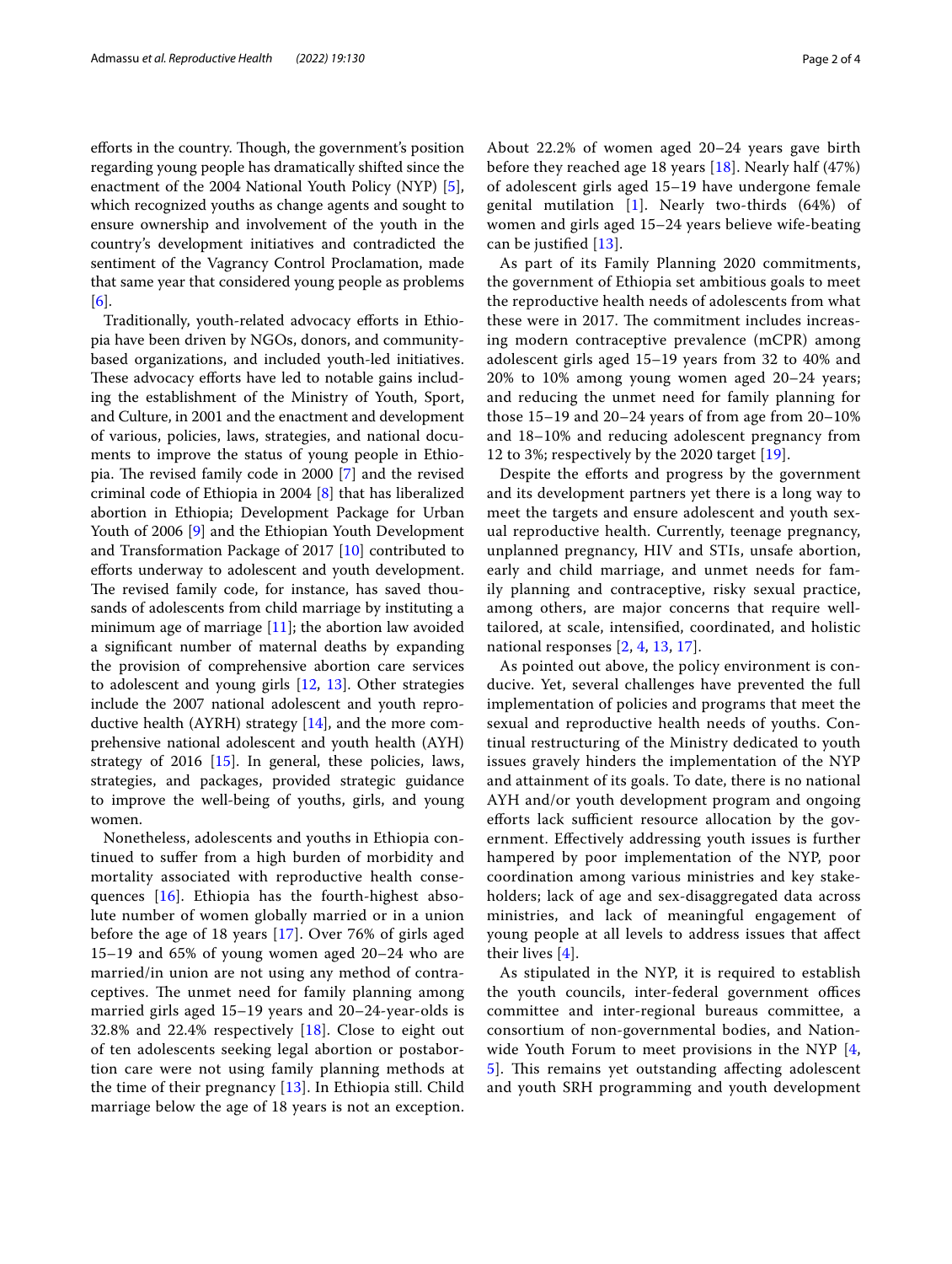efforts in the country. Though, the government's position regarding young people has dramatically shifted since the enactment of the 2004 National Youth Policy (NYP) [5], which recognized youths as change agents and sought to ensure ownership and involvement of the youth in the country's development initiatives and contradicted the sentiment of the Vagrancy Control Proclamation, made that same year that considered young people as problems [6].

Traditionally, youth-related advocacy efforts in Ethiopia have been driven by NGOs, donors, and community-based organizations, and included youth-led initiatives. These advocacy efforts have led to notable gains including the establishment of the Ministry of Youth, Sport, and Culture, in 2001 and the enactment and development of various, policies, laws, strategies, and national documents to improve the status of young people in Ethiopia. The revised family code in 2000 [7] and the revised criminal code of Ethiopia in 2004 [8] that has liberalized abortion in Ethiopia; Development Package for Urban Youth of 2006 [9] and the Ethiopian Youth Development and Transformation Package of 2017 [10] contributed to efforts underway to adolescent and youth development. The revised family code, for instance, has saved thousands of adolescents from child marriage by instituting a minimum age of marriage [11]; the abortion law avoided a significant number of maternal deaths by expanding the provision of comprehensive abortion care services to adolescent and young girls [12, 13]. Other strategies include the 2007 national adolescent and youth reproductive health (AYRH) strategy [14], and the more comprehensive national adolescent and youth health (AYH) strategy of 2016 [15]. In general, these policies, laws, strategies, and packages, provided strategic guidance to improve the well-being of youths, girls, and young women.

Nonetheless, adolescents and youths in Ethiopia continued to suffer from a high burden of morbidity and mortality associated with reproductive health consequences [16]. Ethiopia has the fourth-highest absolute number of women globally married or in a union before the age of 18 years [17]. Over 76% of girls aged 15–19 and 65% of young women aged 20–24 who are married/in union are not using any method of contraceptives. The unmet need for family planning among married girls aged 15–19 years and 20–24-year-olds is 32.8% and 22.4% respectively [18]. Close to eight out of ten adolescents seeking legal abortion or postabortion care were not using family planning methods at the time of their pregnancy [13]. In Ethiopia still. Child marriage below the age of 18 years is not an exception. About 22.2% of women aged 20–24 years gave birth before they reached age 18 years [18]. Nearly half (47%) of adolescent girls aged 15–19 have undergone female genital mutilation [1]. Nearly two-thirds (64%) of women and girls aged 15–24 years believe wife-beating can be justified [13].

As part of its Family Planning 2020 commitments, the government of Ethiopia set ambitious goals to meet the reproductive health needs of adolescents from what these were in 2017. The commitment includes increasing modern contraceptive prevalence (mCPR) among adolescent girls aged 15–19 years from 32 to 40% and 20% to 10% among young women aged 20–24 years; and reducing the unmet need for family planning for those 15–19 and 20–24 years of from age from 20–10% and 18–10% and reducing adolescent pregnancy from 12 to 3%; respectively by the 2020 target [19].

Despite the efforts and progress by the government and its development partners yet there is a long way to meet the targets and ensure adolescent and youth sexual reproductive health. Currently, teenage pregnancy, unplanned pregnancy, HIV and STIs, unsafe abortion, early and child marriage, and unmet needs for family planning and contraceptive, risky sexual practice, among others, are major concerns that require well-tailored, at scale, intensified, coordinated, and holistic national responses [2, 4, 13, 17].

As pointed out above, the policy environment is conducive. Yet, several challenges have prevented the full implementation of policies and programs that meet the sexual and reproductive health needs of youths. Continual restructuring of the Ministry dedicated to youth issues gravely hinders the implementation of the NYP and attainment of its goals. To date, there is no national AYH and/or youth development program and ongoing efforts lack sufficient resource allocation by the government. Effectively addressing youth issues is further hampered by poor implementation of the NYP, poor coordination among various ministries and key stakeholders; lack of age and sex-disaggregated data across ministries, and lack of meaningful engagement of young people at all levels to address issues that affect their lives [4].

As stipulated in the NYP, it is required to establish the youth councils, inter-federal government offices committee and inter-regional bureaus committee, a consortium of non-governmental bodies, and Nationwide Youth Forum to meet provisions in the NYP [4, 5]. This remains yet outstanding affecting adolescent and youth SRH programming and youth development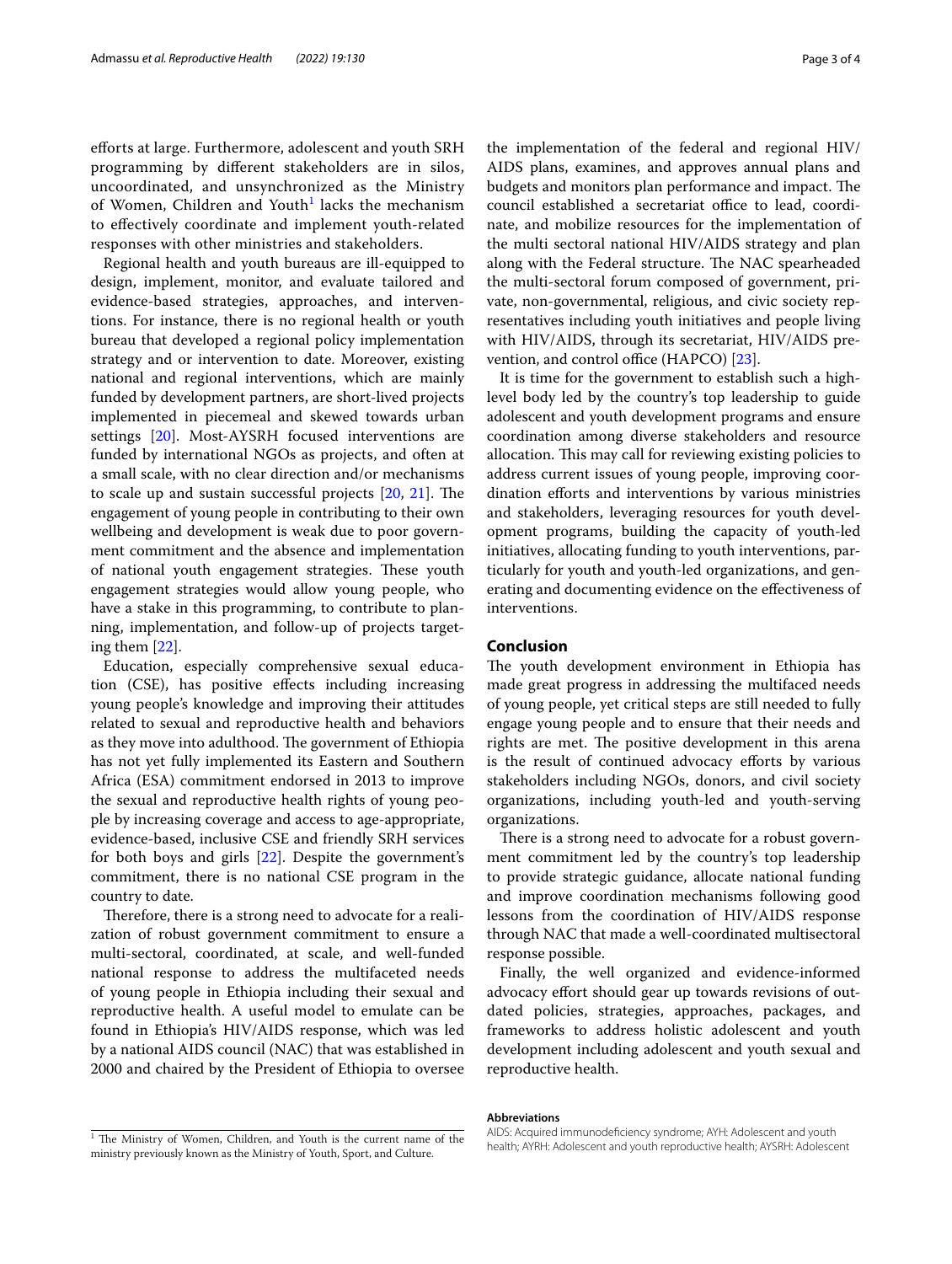efforts at large. Furthermore, adolescent and youth SRH programming by different stakeholders are in silos, uncoordinated, and unsynchronized as the Ministry of Women, Children and Youth[1] lacks the mechanism to effectively coordinate and implement youth-related responses with other ministries and stakeholders.

Regional health and youth bureaus are ill-equipped to design, implement, monitor, and evaluate tailored and evidence-based strategies, approaches, and interventions. For instance, there is no regional health or youth bureau that developed a regional policy implementation strategy and or intervention to date. Moreover, existing national and regional interventions, which are mainly funded by development partners, are short-lived projects implemented in piecemeal and skewed towards urban settings [20]. Most-AYSRH focused interventions are funded by international NGOs as projects, and often at a small scale, with no clear direction and/or mechanisms to scale up and sustain successful projects [20, 21]. The engagement of young people in contributing to their own wellbeing and development is weak due to poor government commitment and the absence and implementation of national youth engagement strategies. These youth engagement strategies would allow young people, who have a stake in this programming, to contribute to planning, implementation, and follow-up of projects targeting them [22].

Education, especially comprehensive sexual education (CSE), has positive effects including increasing young people's knowledge and improving their attitudes related to sexual and reproductive health and behaviors as they move into adulthood. The government of Ethiopia has not yet fully implemented its Eastern and Southern Africa (ESA) commitment endorsed in 2013 to improve the sexual and reproductive health rights of young people by increasing coverage and access to age-appropriate, evidence-based, inclusive CSE and friendly SRH services for both boys and girls [22]. Despite the government's commitment, there is no national CSE program in the country to date.

Therefore, there is a strong need to advocate for a realization of robust government commitment to ensure a multi-sectoral, coordinated, at scale, and well-funded national response to address the multifaceted needs of young people in Ethiopia including their sexual and reproductive health. A useful model to emulate can be found in Ethiopia's HIV/AIDS response, which was led by a national AIDS council (NAC) that was established in 2000 and chaired by the President of Ethiopia to oversee the implementation of the federal and regional HIV/AIDS plans, examines, and approves annual plans and budgets and monitors plan performance and impact. The council established a secretariat office to lead, coordinate, and mobilize resources for the implementation of the multi sectoral national HIV/AIDS strategy and plan along with the Federal structure. The NAC spearheaded the multi-sectoral forum composed of government, private, non-governmental, religious, and civic society representatives including youth initiatives and people living with HIV/AIDS, through its secretariat, HIV/AIDS prevention, and control office (HAPCO) [23].

It is time for the government to establish such a high-level body led by the country's top leadership to guide adolescent and youth development programs and ensure coordination among diverse stakeholders and resource allocation. This may call for reviewing existing policies to address current issues of young people, improving coordination efforts and interventions by various ministries and stakeholders, leveraging resources for youth development programs, building the capacity of youth-led initiatives, allocating funding to youth interventions, particularly for youth and youth-led organizations, and generating and documenting evidence on the effectiveness of interventions.

## Conclusion

The youth development environment in Ethiopia has made great progress in addressing the multifaced needs of young people, yet critical steps are still needed to fully engage young people and to ensure that their needs and rights are met. The positive development in this arena is the result of continued advocacy efforts by various stakeholders including NGOs, donors, and civil society organizations, including youth-led and youth-serving organizations.

There is a strong need to advocate for a robust government commitment led by the country's top leadership to provide strategic guidance, allocate national funding and improve coordination mechanisms following good lessons from the coordination of HIV/AIDS response through NAC that made a well-coordinated multisectoral response possible.

Finally, the well organized and evidence-informed advocacy effort should gear up towards revisions of outdated policies, strategies, approaches, packages, and frameworks to address holistic adolescent and youth development including adolescent and youth sexual and reproductive health.

#### Abbreviations

AIDS: Acquired immunodeficiency syndrome; AYH: Adolescent and youth health; AYRH: Adolescent and youth reproductive health; AYSRH: Adolescent

[1] The Ministry of Women, Children, and Youth is the current name of the ministry previously known as the Ministry of Youth, Sport, and Culture.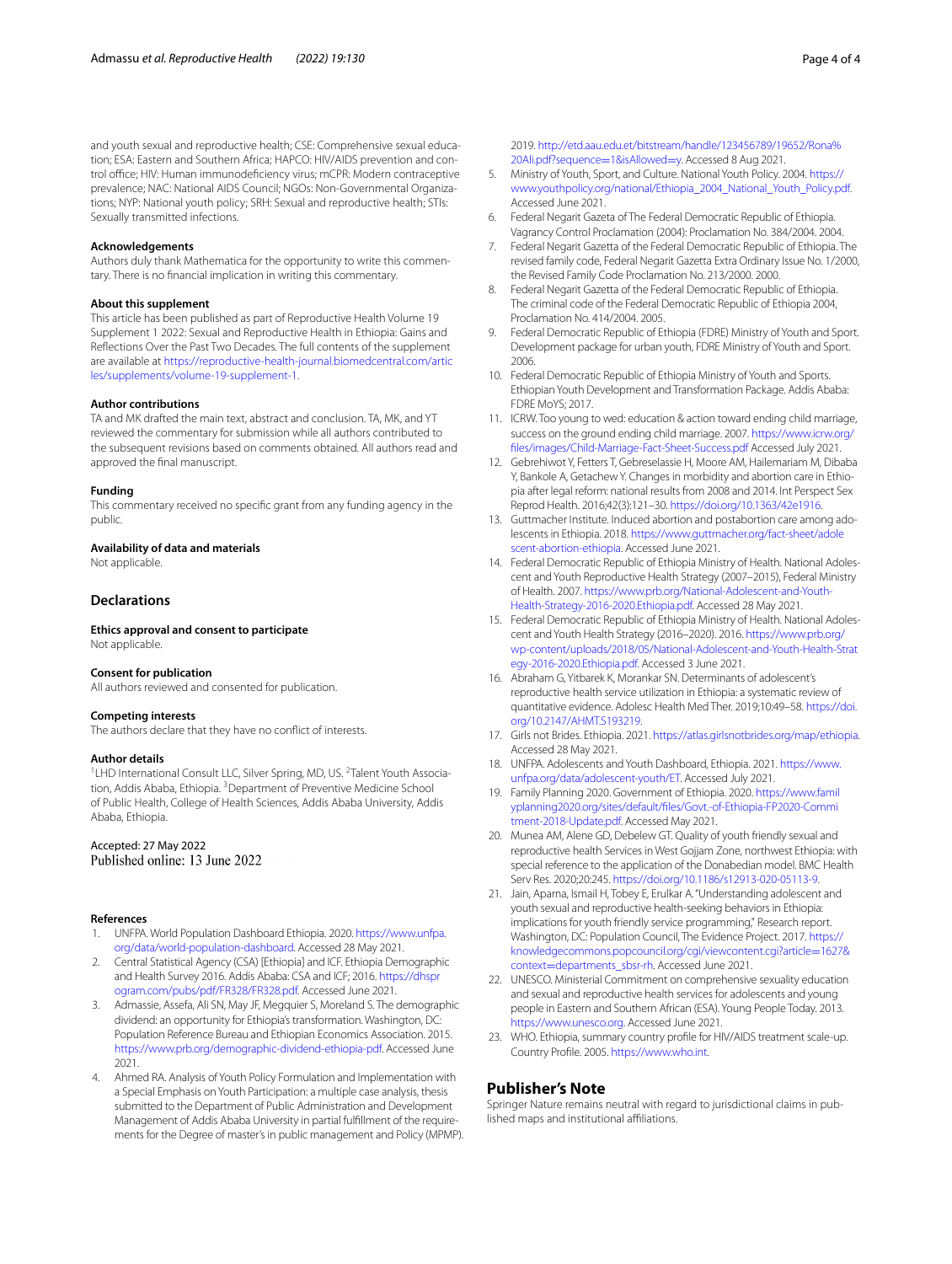and youth sexual and reproductive health; CSE: Comprehensive sexual education; ESA: Eastern and Southern Africa; HAPCO: HIV/AIDS prevention and control office; HIV: Human immunodeficiency virus; mCPR: Modern contraceptive prevalence; NAC: National AIDS Council; NGOs: Non-Governmental Organizations; NYP: National youth policy; SRH: Sexual and reproductive health; STIs: Sexually transmitted infections.

#### Acknowledgements

Authors duly thank Mathematica for the opportunity to write this commentary. There is no financial implication in writing this commentary.

#### About this supplement

This article has been published as part of Reproductive Health Volume 19 Supplement 1 2022: Sexual and Reproductive Health in Ethiopia: Gains and Reflections Over the Past Two Decades. The full contents of the supplement are available at https://reproductive-health-journal.biomedcentral.com/articles/supplements/volume-19-supplement-1.

#### Author contributions

TA and MK drafted the main text, abstract and conclusion. TA, MK, and YT reviewed the commentary for submission while all authors contributed to the subsequent revisions based on comments obtained. All authors read and approved the final manuscript.

#### Funding

This commentary received no specific grant from any funding agency in the public.

#### Availability of data and materials

Not applicable.

### Declarations

#### Ethics approval and consent to participate

Not applicable.

#### Consent for publication

All authors reviewed and consented for publication.

#### Competing interests

The authors declare that they have no conflict of interests.

#### Author details

[1]LHD International Consult LLC, Silver Spring, MD, US. [2]Talent Youth Association, Addis Ababa, Ethiopia. [3]Department of Preventive Medicine School of Public Health, College of Health Sciences, Addis Ababa University, Addis Ababa, Ethiopia.

Accepted: 27 May 2022
Published online: 13 June 2022

#### References

1. UNFPA. World Population Dashboard Ethiopia. 2020. https://www.unfpa.org/data/world-population-dashboard. Accessed 28 May 2021.
2. Central Statistical Agency (CSA) [Ethiopia] and ICF. Ethiopia Demographic and Health Survey 2016. Addis Ababa: CSA and ICF; 2016. https://dhsprogram.com/pubs/pdf/FR328/FR328.pdf. Accessed June 2021.
3. Admassie, Assefa, Ali SN, May JF, Megquier S, Moreland S. The demographic dividend: an opportunity for Ethiopia's transformation. Washington, DC: Population Reference Bureau and Ethiopian Economics Association. 2015. https://www.prb.org/demographic-dividend-ethiopia-pdf. Accessed June 2021.
4. Ahmed RA. Analysis of Youth Policy Formulation and Implementation with a Special Emphasis on Youth Participation: a multiple case analysis, thesis submitted to the Department of Public Administration and Development Management of Addis Ababa University in partial fulfillment of the requirements for the Degree of master's in public management and Policy (MPMP). 2019. http://etd.aau.edu.et/bitstream/handle/123456789/19652/Rona%20Ali.pdf?sequence=1&isAllowed=y. Accessed 8 Aug 2021.
5. Ministry of Youth, Sport, and Culture. National Youth Policy. 2004. https://www.youthpolicy.org/national/Ethiopia_2004_National_Youth_Policy.pdf. Accessed June 2021.
6. Federal Negarit Gazeta of The Federal Democratic Republic of Ethiopia. Vagrancy Control Proclamation (2004): Proclamation No. 384/2004. 2004.
7. Federal Negarit Gazetta of the Federal Democratic Republic of Ethiopia. The revised family code, Federal Negarit Gazetta Extra Ordinary Issue No. 1/2000, the Revised Family Code Proclamation No. 213/2000. 2000.
8. Federal Negarit Gazetta of the Federal Democratic Republic of Ethiopia. The criminal code of the Federal Democratic Republic of Ethiopia 2004, Proclamation No. 414/2004. 2005.
9. Federal Democratic Republic of Ethiopia (FDRE) Ministry of Youth and Sport. Development package for urban youth, FDRE Ministry of Youth and Sport. 2006.
10. Federal Democratic Republic of Ethiopia Ministry of Youth and Sports. Ethiopian Youth Development and Transformation Package. Addis Ababa: FDRE MoYS; 2017.
11. ICRW. Too young to wed: education & action toward ending child marriage, success on the ground ending child marriage. 2007. https://www.icrw.org/files/images/Child-Marriage-Fact-Sheet-Success.pdf Accessed July 2021.
12. Gebrehiwot Y, Fetters T, Gebreselassie H, Moore AM, Hailemariam M, Dibaba Y, Bankole A, Getachew Y. Changes in morbidity and abortion care in Ethiopia after legal reform: national results from 2008 and 2014. Int Perspect Sex Reprod Health. 2016;42(3):121–30. https://doi.org/10.1363/42e1916.
13. Guttmacher Institute. Induced abortion and postabortion care among adolescents in Ethiopia. 2018. https://www.guttmacher.org/fact-sheet/adolescent-abortion-ethiopia. Accessed June 2021.
14. Federal Democratic Republic of Ethiopia Ministry of Health. National Adolescent and Youth Reproductive Health Strategy (2007–2015), Federal Ministry of Health. 2007. https://www.prb.org/National-Adolescent-and-Youth-Health-Strategy-2016-2020.Ethiopia.pdf. Accessed 28 May 2021.
15. Federal Democratic Republic of Ethiopia Ministry of Health. National Adolescent and Youth Health Strategy (2016–2020). 2016. https://www.prb.org/wp-content/uploads/2018/05/National-Adolescent-and-Youth-Health-Strategy-2016-2020.Ethiopia.pdf. Accessed 3 June 2021.
16. Abraham G, Yitbarek K, Morankar SN. Determinants of adolescent's reproductive health service utilization in Ethiopia: a systematic review of quantitative evidence. Adolesc Health Med Ther. 2019;10:49–58. https://doi.org/10.2147/AHMT.S193219.
17. Girls not Brides. Ethiopia. 2021. https://atlas.girlsnotbrides.org/map/ethiopia. Accessed 28 May 2021.
18. UNFPA. Adolescents and Youth Dashboard, Ethiopia. 2021. https://www.unfpa.org/data/adolescent-youth/ET. Accessed July 2021.
19. Family Planning 2020. Government of Ethiopia. 2020. https://www.familyplanning2020.org/sites/default/files/Govt.-of-Ethiopia-FP2020-Commitment-2018-Update.pdf. Accessed May 2021.
20. Munea AM, Alene GD, Debelew GT. Quality of youth friendly sexual and reproductive health Services in West Gojjam Zone, northwest Ethiopia: with special reference to the application of the Donabedian model. BMC Health Serv Res. 2020;20:245. https://doi.org/10.1186/s12913-020-05113-9.
21. Jain, Aparna, Ismail H, Tobey E, Erulkar A. "Understanding adolescent and youth sexual and reproductive health-seeking behaviors in Ethiopia: implications for youth friendly service programming," Research report. Washington, DC: Population Council, The Evidence Project. 2017. https://knowledgecommons.popcouncil.org/cgi/viewcontent.cgi?article=1627&context=departments_sbsr-rh. Accessed June 2021.
22. UNESCO. Ministerial Commitment on comprehensive sexuality education and sexual and reproductive health services for adolescents and young people in Eastern and Southern African (ESA). Young People Today. 2013. https://www.unesco.org. Accessed June 2021.
23. WHO. Ethiopia, summary country profile for HIV/AIDS treatment scale-up. Country Profile. 2005. https://www.who.int.

### Publisher's Note

Springer Nature remains neutral with regard to jurisdictional claims in published maps and institutional affiliations.